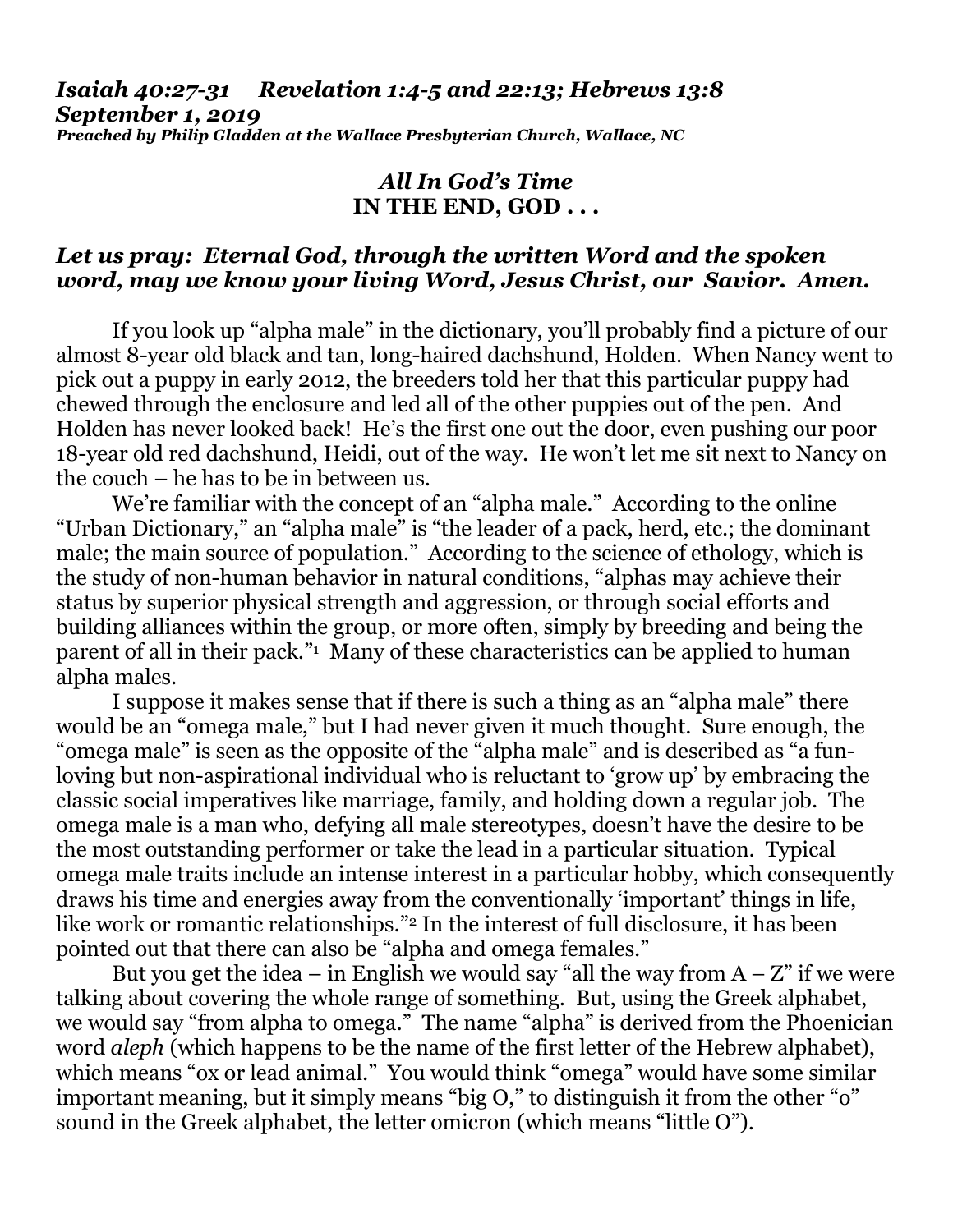***Isaiah 40:27-31 Revelation 1:4-5 and 22:13; Hebrews 13:8***
***September 1, 2019***
***Preached by Philip Gladden at the Wallace Presbyterian Church, Wallace, NC***

# *All In God's Time*
# IN THE END, GOD . . .

***Let us pray: Eternal God, through the written Word and the spoken word, may we know your living Word, Jesus Christ, our Savior. Amen.***

If you look up "alpha male" in the dictionary, you'll probably find a picture of our almost 8-year old black and tan, long-haired dachshund, Holden. When Nancy went to pick out a puppy in early 2012, the breeders told her that this particular puppy had chewed through the enclosure and led all of the other puppies out of the pen. And Holden has never looked back! He's the first one out the door, even pushing our poor 18-year old red dachshund, Heidi, out of the way. He won't let me sit next to Nancy on the couch – he has to be in between us.

We're familiar with the concept of an "alpha male." According to the online "Urban Dictionary," an "alpha male" is "the leader of a pack, herd, etc.; the dominant male; the main source of population." According to the science of ethology, which is the study of non-human behavior in natural conditions, "alphas may achieve their status by superior physical strength and aggression, or through social efforts and building alliances within the group, or more often, simply by breeding and being the parent of all in their pack."[1] Many of these characteristics can be applied to human alpha males.

I suppose it makes sense that if there is such a thing as an "alpha male" there would be an "omega male," but I had never given it much thought. Sure enough, the "omega male" is seen as the opposite of the "alpha male" and is described as "a fun-loving but non-aspirational individual who is reluctant to 'grow up' by embracing the classic social imperatives like marriage, family, and holding down a regular job. The omega male is a man who, defying all male stereotypes, doesn't have the desire to be the most outstanding performer or take the lead in a particular situation. Typical omega male traits include an intense interest in a particular hobby, which consequently draws his time and energies away from the conventionally 'important' things in life, like work or romantic relationships."[2] In the interest of full disclosure, it has been pointed out that there can also be "alpha and omega females."

But you get the idea – in English we would say "all the way from A – Z" if we were talking about covering the whole range of something. But, using the Greek alphabet, we would say "from alpha to omega." The name "alpha" is derived from the Phoenician word *aleph* (which happens to be the name of the first letter of the Hebrew alphabet), which means "ox or lead animal." You would think "omega" would have some similar important meaning, but it simply means "big O," to distinguish it from the other "o" sound in the Greek alphabet, the letter omicron (which means "little O").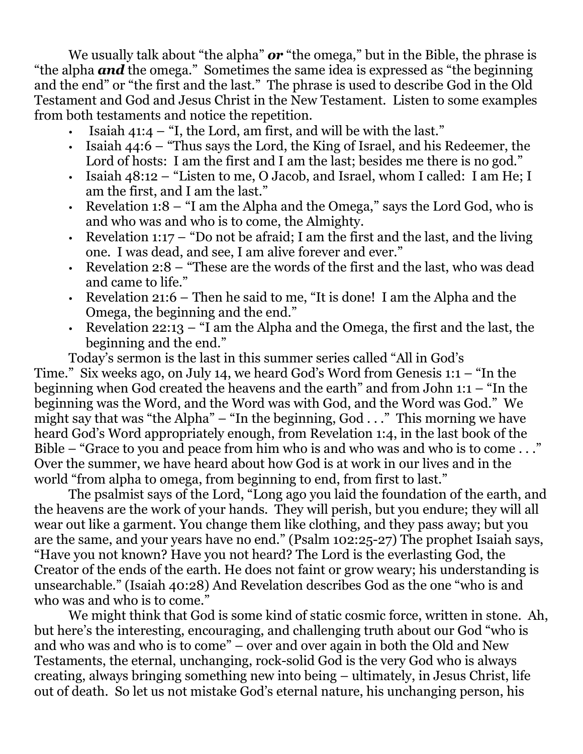We usually talk about "the alpha" ***or*** "the omega," but in the Bible, the phrase is "the alpha ***and*** the omega." Sometimes the same idea is expressed as "the beginning and the end" or "the first and the last." The phrase is used to describe God in the Old Testament and God and Jesus Christ in the New Testament. Listen to some examples from both testaments and notice the repetition.

- Isaiah 41:4 – "I, the Lord, am first, and will be with the last."
- Isaiah 44:6 – "Thus says the Lord, the King of Israel, and his Redeemer, the Lord of hosts: I am the first and I am the last; besides me there is no god."
- Isaiah 48:12 – "Listen to me, O Jacob, and Israel, whom I called: I am He; I am the first, and I am the last."
- Revelation 1:8 – "I am the Alpha and the Omega," says the Lord God, who is and who was and who is to come, the Almighty.
- Revelation 1:17 – "Do not be afraid; I am the first and the last, and the living one. I was dead, and see, I am alive forever and ever."
- Revelation 2:8 – "These are the words of the first and the last, who was dead and came to life."
- Revelation 21:6 – Then he said to me, "It is done! I am the Alpha and the Omega, the beginning and the end."
- Revelation 22:13 – "I am the Alpha and the Omega, the first and the last, the beginning and the end."

Today's sermon is the last in this summer series called "All in God's Time." Six weeks ago, on July 14, we heard God's Word from Genesis 1:1 – "In the beginning when God created the heavens and the earth" and from John 1:1 – "In the beginning was the Word, and the Word was with God, and the Word was God." We might say that was "the Alpha" – "In the beginning, God . . ." This morning we have heard God's Word appropriately enough, from Revelation 1:4, in the last book of the Bible – "Grace to you and peace from him who is and who was and who is to come . . ." Over the summer, we have heard about how God is at work in our lives and in the world "from alpha to omega, from beginning to end, from first to last."

The psalmist says of the Lord, "Long ago you laid the foundation of the earth, and the heavens are the work of your hands. They will perish, but you endure; they will all wear out like a garment. You change them like clothing, and they pass away; but you are the same, and your years have no end." (Psalm 102:25-27) The prophet Isaiah says, "Have you not known? Have you not heard? The Lord is the everlasting God, the Creator of the ends of the earth. He does not faint or grow weary; his understanding is unsearchable." (Isaiah 40:28) And Revelation describes God as the one "who is and who was and who is to come."

We might think that God is some kind of static cosmic force, written in stone. Ah, but here's the interesting, encouraging, and challenging truth about our God "who is and who was and who is to come" – over and over again in both the Old and New Testaments, the eternal, unchanging, rock-solid God is the very God who is always creating, always bringing something new into being – ultimately, in Jesus Christ, life out of death. So let us not mistake God's eternal nature, his unchanging person, his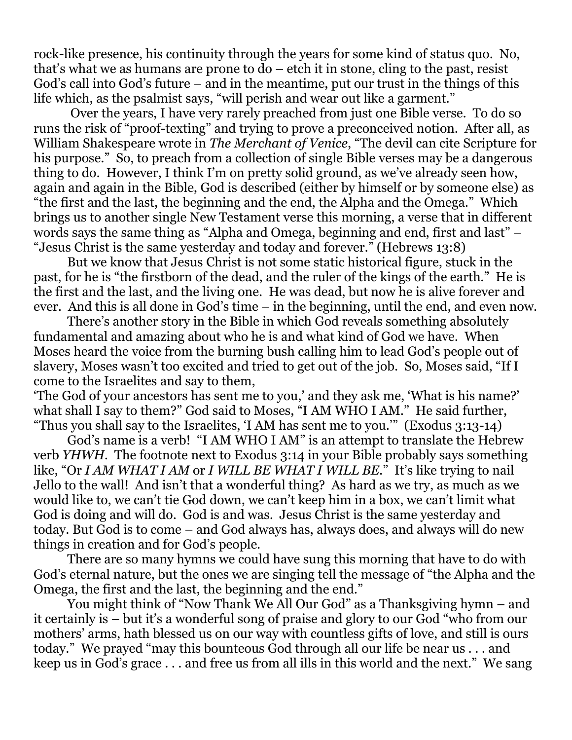rock-like presence, his continuity through the years for some kind of status quo. No, that's what we as humans are prone to do – etch it in stone, cling to the past, resist God's call into God's future – and in the meantime, put our trust in the things of this life which, as the psalmist says, "will perish and wear out like a garment."

Over the years, I have very rarely preached from just one Bible verse. To do so runs the risk of "proof-texting" and trying to prove a preconceived notion. After all, as William Shakespeare wrote in *The Merchant of Venice*, "The devil can cite Scripture for his purpose." So, to preach from a collection of single Bible verses may be a dangerous thing to do. However, I think I'm on pretty solid ground, as we've already seen how, again and again in the Bible, God is described (either by himself or by someone else) as "the first and the last, the beginning and the end, the Alpha and the Omega." Which brings us to another single New Testament verse this morning, a verse that in different words says the same thing as "Alpha and Omega, beginning and end, first and last" – "Jesus Christ is the same yesterday and today and forever." (Hebrews 13:8)

But we know that Jesus Christ is not some static historical figure, stuck in the past, for he is "the firstborn of the dead, and the ruler of the kings of the earth." He is the first and the last, and the living one. He was dead, but now he is alive forever and ever. And this is all done in God's time – in the beginning, until the end, and even now.

There's another story in the Bible in which God reveals something absolutely fundamental and amazing about who he is and what kind of God we have. When Moses heard the voice from the burning bush calling him to lead God's people out of slavery, Moses wasn't too excited and tried to get out of the job. So, Moses said, "If I come to the Israelites and say to them,
'The God of your ancestors has sent me to you,' and they ask me, 'What is his name?' what shall I say to them?" God said to Moses, "I AM WHO I AM." He said further, "Thus you shall say to the Israelites, 'I AM has sent me to you.'" (Exodus 3:13-14)

God's name is a verb! "I AM WHO I AM" is an attempt to translate the Hebrew verb *YHWH*. The footnote next to Exodus 3:14 in your Bible probably says something like, "Or *I AM WHAT I AM* or *I WILL BE WHAT I WILL BE*." It's like trying to nail Jello to the wall! And isn't that a wonderful thing? As hard as we try, as much as we would like to, we can't tie God down, we can't keep him in a box, we can't limit what God is doing and will do. God is and was. Jesus Christ is the same yesterday and today. But God is to come – and God always has, always does, and always will do new things in creation and for God's people.

There are so many hymns we could have sung this morning that have to do with God's eternal nature, but the ones we are singing tell the message of "the Alpha and the Omega, the first and the last, the beginning and the end."

You might think of "Now Thank We All Our God" as a Thanksgiving hymn – and it certainly is – but it's a wonderful song of praise and glory to our God "who from our mothers' arms, hath blessed us on our way with countless gifts of love, and still is ours today." We prayed "may this bounteous God through all our life be near us . . . and keep us in God's grace . . . and free us from all ills in this world and the next." We sang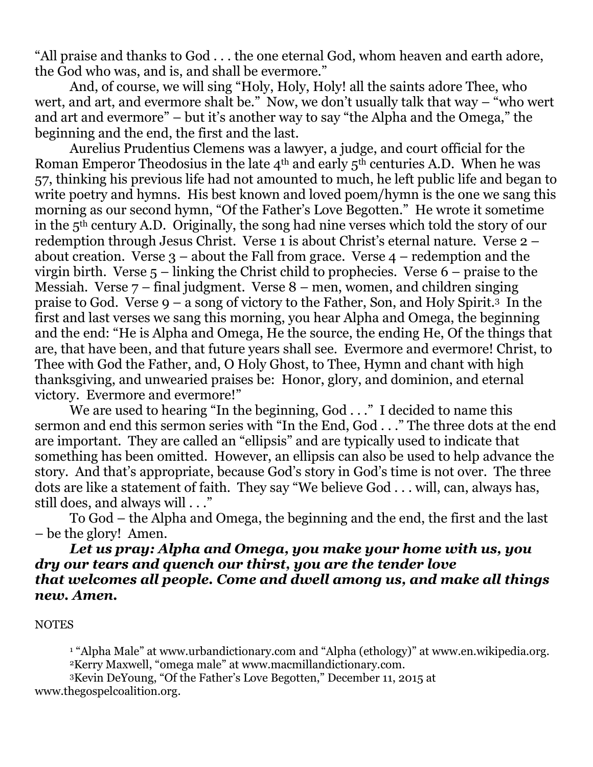"All praise and thanks to God . . . the one eternal God, whom heaven and earth adore, the God who was, and is, and shall be evermore."

And, of course, we will sing "Holy, Holy, Holy! all the saints adore Thee, who wert, and art, and evermore shalt be." Now, we don't usually talk that way – "who wert and art and evermore" – but it's another way to say "the Alpha and the Omega," the beginning and the end, the first and the last.

Aurelius Prudentius Clemens was a lawyer, a judge, and court official for the Roman Emperor Theodosius in the late 4th and early 5th centuries A.D. When he was 57, thinking his previous life had not amounted to much, he left public life and began to write poetry and hymns. His best known and loved poem/hymn is the one we sang this morning as our second hymn, "Of the Father's Love Begotten." He wrote it sometime in the 5th century A.D. Originally, the song had nine verses which told the story of our redemption through Jesus Christ. Verse 1 is about Christ's eternal nature. Verse 2 – about creation. Verse 3 – about the Fall from grace. Verse 4 – redemption and the virgin birth. Verse 5 – linking the Christ child to prophecies. Verse 6 – praise to the Messiah. Verse 7 – final judgment. Verse 8 – men, women, and children singing praise to God. Verse 9 – a song of victory to the Father, Son, and Holy Spirit.[3] In the first and last verses we sang this morning, you hear Alpha and Omega, the beginning and the end: "He is Alpha and Omega, He the source, the ending He, Of the things that are, that have been, and that future years shall see. Evermore and evermore! Christ, to Thee with God the Father, and, O Holy Ghost, to Thee, Hymn and chant with high thanksgiving, and unwearied praises be: Honor, glory, and dominion, and eternal victory. Evermore and evermore!"

We are used to hearing "In the beginning, God . . ." I decided to name this sermon and end this sermon series with "In the End, God . . ." The three dots at the end are important. They are called an "ellipsis" and are typically used to indicate that something has been omitted. However, an ellipsis can also be used to help advance the story. And that's appropriate, because God's story in God's time is not over. The three dots are like a statement of faith. They say "We believe God . . . will, can, always has, still does, and always will . . ."

To God – the Alpha and Omega, the beginning and the end, the first and the last – be the glory! Amen.

***Let us pray: Alpha and Omega, you make your home with us, you dry our tears and quench our thirst, you are the tender love that welcomes all people. Come and dwell among us, and make all things new. Amen.***

NOTES

[1] "Alpha Male" at www.urbandictionary.com and "Alpha (ethology)" at www.en.wikipedia.org.

[2] Kerry Maxwell, "omega male" at www.macmillandictionary.com.

[3] Kevin DeYoung, "Of the Father's Love Begotten," December 11, 2015 at www.thegospelcoalition.org.